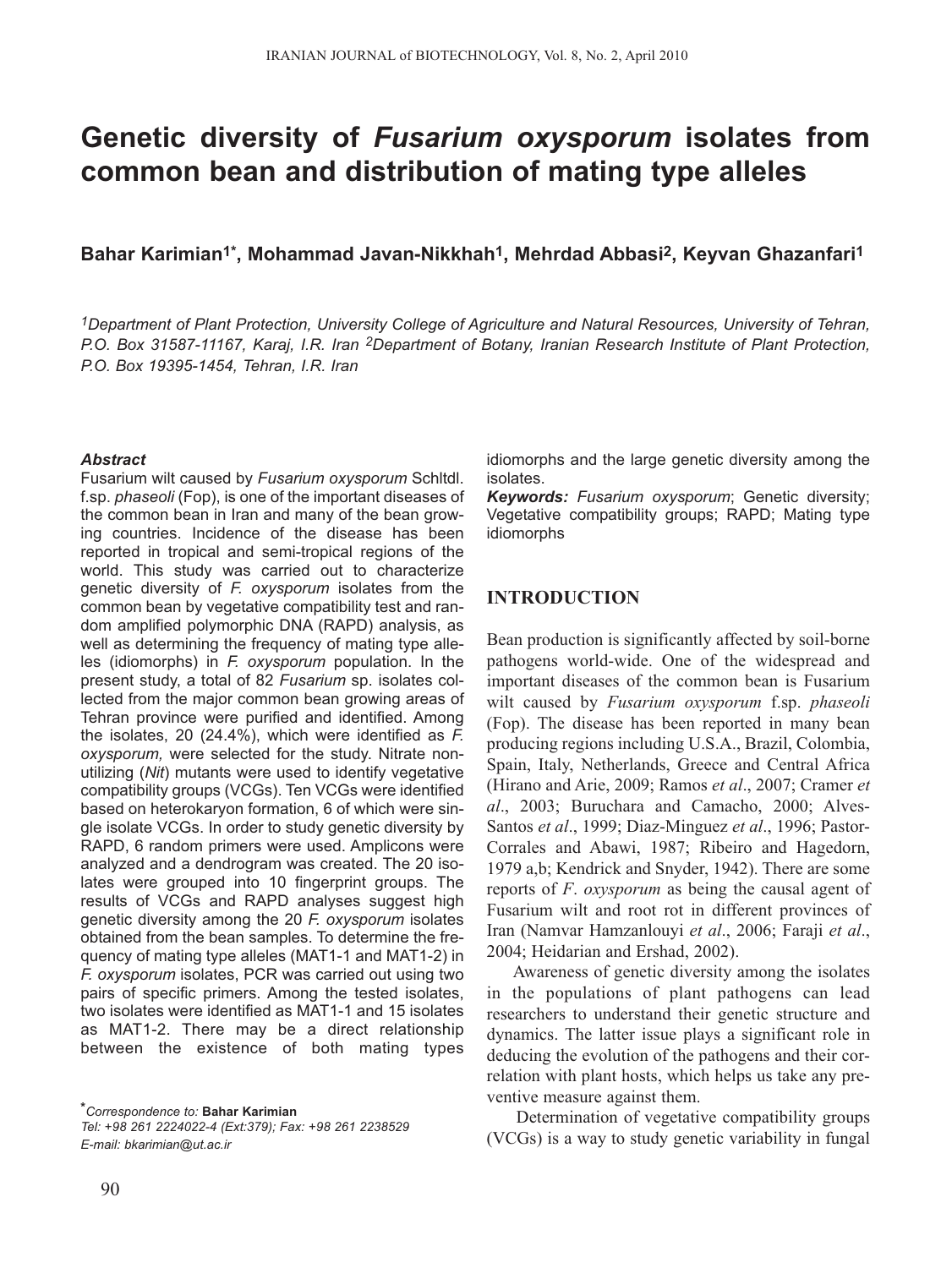# Genetic diversity of *Fusarium oxysporum* isolates from common bean and distribution of mating type alleles

**Bahar Karimian[1*], Mohammad Javan-Nikkhah[1], Mehrdad Abbasi[2], Keyvan Ghazanfari[1]**

*[1]Department of Plant Protection, University College of Agriculture and Natural Resources, University of Tehran, P.O. Box 31587-11167, Karaj, I.R. Iran [2]Department of Botany, Iranian Research Institute of Plant Protection, P.O. Box 19395-1454, Tehran, I.R. Iran*

***Abstract***

Fusarium wilt caused by *Fusarium oxysporum* Schltdl. f.sp. *phaseoli* (Fop), is one of the important diseases of the common bean in Iran and many of the bean growing countries. Incidence of the disease has been reported in tropical and semi-tropical regions of the world. This study was carried out to characterize genetic diversity of *F. oxysporum* isolates from the common bean by vegetative compatibility test and random amplified polymorphic DNA (RAPD) analysis, as well as determining the frequency of mating type alleles (idiomorphs) in *F. oxysporum* population. In the present study, a total of 82 *Fusarium* sp. isolates collected from the major common bean growing areas of Tehran province were purified and identified. Among the isolates, 20 (24.4%), which were identified as *F. oxysporum,* were selected for the study. Nitrate non-utilizing (*Nit*) mutants were used to identify vegetative compatibility groups (VCGs). Ten VCGs were identified based on heterokaryon formation, 6 of which were single isolate VCGs. In order to study genetic diversity by RAPD, 6 random primers were used. Amplicons were analyzed and a dendrogram was created. The 20 isolates were grouped into 10 fingerprint groups. The results of VCGs and RAPD analyses suggest high genetic diversity among the 20 *F. oxysporum* isolates obtained from the bean samples. To determine the frequency of mating type alleles (MAT1-1 and MAT1-2) in *F. oxysporum* isolates, PCR was carried out using two pairs of specific primers. Among the tested isolates, two isolates were identified as MAT1-1 and 15 isolates as MAT1-2. There may be a direct relationship between the existence of both mating types idiomorphs and the large genetic diversity among the isolates.

***Keywords:*** *Fusarium oxysporum*; Genetic diversity; Vegetative compatibility groups; RAPD; Mating type idiomorphs

## INTRODUCTION

Bean production is significantly affected by soil-borne pathogens world-wide. One of the widespread and important diseases of the common bean is Fusarium wilt caused by *Fusarium oxysporum* f.sp. *phaseoli* (Fop). The disease has been reported in many bean producing regions including U.S.A., Brazil, Colombia, Spain, Italy, Netherlands, Greece and Central Africa (Hirano and Arie, 2009; Ramos *et al*., 2007; Cramer *et al*., 2003; Buruchara and Camacho, 2000; Alves-Santos *et al*., 1999; Diaz-Minguez *et al*., 1996; Pastor-Corrales and Abawi, 1987; Ribeiro and Hagedorn, 1979 a,b; Kendrick and Snyder, 1942). There are some reports of *F*. *oxysporum* as being the causal agent of Fusarium wilt and root rot in different provinces of Iran (Namvar Hamzanlouyi *et al*., 2006; Faraji *et al*., 2004; Heidarian and Ershad, 2002).

Awareness of genetic diversity among the isolates in the populations of plant pathogens can lead researchers to understand their genetic structure and dynamics. The latter issue plays a significant role in deducing the evolution of the pathogens and their correlation with plant hosts, which helps us take any preventive measure against them.

Determination of vegetative compatibility groups (VCGs) is a way to study genetic variability in fungal

*Correspondence to: **Bahar Karimian**
*Tel: +98 261 2224022-4 (Ext:379); Fax: +98 261 2238529*
*E-mail: bkarimian@ut.ac.ir*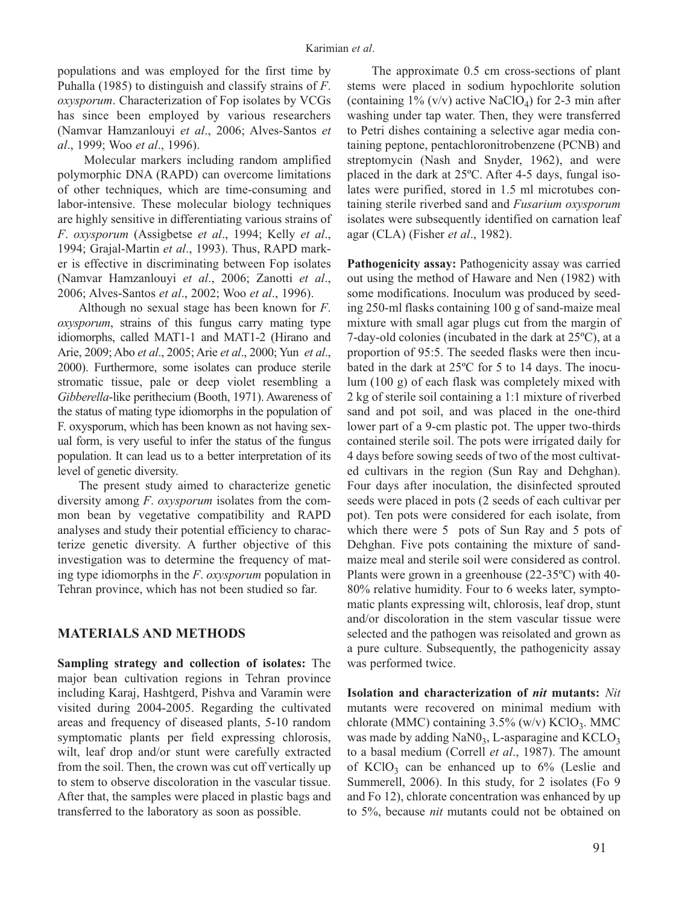populations and was employed for the first time by Puhalla (1985) to distinguish and classify strains of *F. oxysporum*. Characterization of Fop isolates by VCGs has since been employed by various researchers (Namvar Hamzanlouyi *et al*., 2006; Alves-Santos *et al*., 1999; Woo *et al*., 1996).

Molecular markers including random amplified polymorphic DNA (RAPD) can overcome limitations of other techniques, which are time-consuming and labor-intensive. These molecular biology techniques are highly sensitive in differentiating various strains of *F. oxysporum* (Assigbetse *et al*., 1994; Kelly *et al*., 1994; Grajal-Martin *et al*., 1993). Thus, RAPD marker is effective in discriminating between Fop isolates (Namvar Hamzanlouyi *et al*., 2006; Zanotti *et al*., 2006; Alves-Santos *et al*., 2002; Woo *et al*., 1996).

Although no sexual stage has been known for *F. oxysporum*, strains of this fungus carry mating type idiomorphs, called MAT1-1 and MAT1-2 (Hirano and Arie, 2009; Abo *et al*., 2005; Arie *et al*., 2000; Yun *et al*., 2000). Furthermore, some isolates can produce sterile stromatic tissue, pale or deep violet resembling a *Gibberella*-like perithecium (Booth, 1971). Awareness of the status of mating type idiomorphs in the population of F. oxysporum, which has been known as not having sexual form, is very useful to infer the status of the fungus population. It can lead us to a better interpretation of its level of genetic diversity.

The present study aimed to characterize genetic diversity among *F. oxysporum* isolates from the common bean by vegetative compatibility and RAPD analyses and study their potential efficiency to characterize genetic diversity. A further objective of this investigation was to determine the frequency of mating type idiomorphs in the *F. oxysporum* population in Tehran province, which has not been studied so far.

## MATERIALS AND METHODS

**Sampling strategy and collection of isolates:** The major bean cultivation regions in Tehran province including Karaj, Hashtgerd, Pishva and Varamin were visited during 2004-2005. Regarding the cultivated areas and frequency of diseased plants, 5-10 random symptomatic plants per field expressing chlorosis, wilt, leaf drop and/or stunt were carefully extracted from the soil. Then, the crown was cut off vertically up to stem to observe discoloration in the vascular tissue. After that, the samples were placed in plastic bags and transferred to the laboratory as soon as possible.

The approximate 0.5 cm cross-sections of plant stems were placed in sodium hypochlorite solution (containing 1% (v/v) active $NaClO_4$) for 2-3 min after washing under tap water. Then, they were transferred to Petri dishes containing a selective agar media containing peptone, pentachloronitrobenzene (PCNB) and streptomycin (Nash and Snyder, 1962), and were placed in the dark at 25ºC. After 4-5 days, fungal isolates were purified, stored in 1.5 ml microtubes containing sterile riverbed sand and *Fusarium oxysporum* isolates were subsequently identified on carnation leaf agar (CLA) (Fisher *et al*., 1982).

**Pathogenicity assay:** Pathogenicity assay was carried out using the method of Haware and Nen (1982) with some modifications. Inoculum was produced by seeding 250-ml flasks containing 100 g of sand-maize meal mixture with small agar plugs cut from the margin of 7-day-old colonies (incubated in the dark at 25ºC), at a proportion of 95:5. The seeded flasks were then incubated in the dark at 25ºC for 5 to 14 days. The inoculum (100 g) of each flask was completely mixed with 2 kg of sterile soil containing a 1:1 mixture of riverbed sand and pot soil, and was placed in the one-third lower part of a 9-cm plastic pot. The upper two-thirds contained sterile soil. The pots were irrigated daily for 4 days before sowing seeds of two of the most cultivated cultivars in the region (Sun Ray and Dehghan). Four days after inoculation, the disinfected sprouted seeds were placed in pots (2 seeds of each cultivar per pot). Ten pots were considered for each isolate, from which there were 5 pots of Sun Ray and 5 pots of Dehghan. Five pots containing the mixture of sand-maize meal and sterile soil were considered as control. Plants were grown in a greenhouse (22-35ºC) with 40-80% relative humidity. Four to 6 weeks later, symptomatic plants expressing wilt, chlorosis, leaf drop, stunt and/or discoloration in the stem vascular tissue were selected and the pathogen was reisolated and grown as a pure culture. Subsequently, the pathogenicity assay was performed twice.

**Isolation and characterization of *nit* mutants:** *Nit* mutants were recovered on minimal medium with chlorate (MMC) containing 3.5% (w/v) $KClO_3$. MMC was made by adding $NaN0_3$, L-asparagine and $KCLO_3$ to a basal medium (Correll *et al*., 1987). The amount of $KClO_3$ can be enhanced up to 6% (Leslie and Summerell, 2006). In this study, for 2 isolates (Fo 9 and Fo 12), chlorate concentration was enhanced by up to 5%, because *nit* mutants could not be obtained on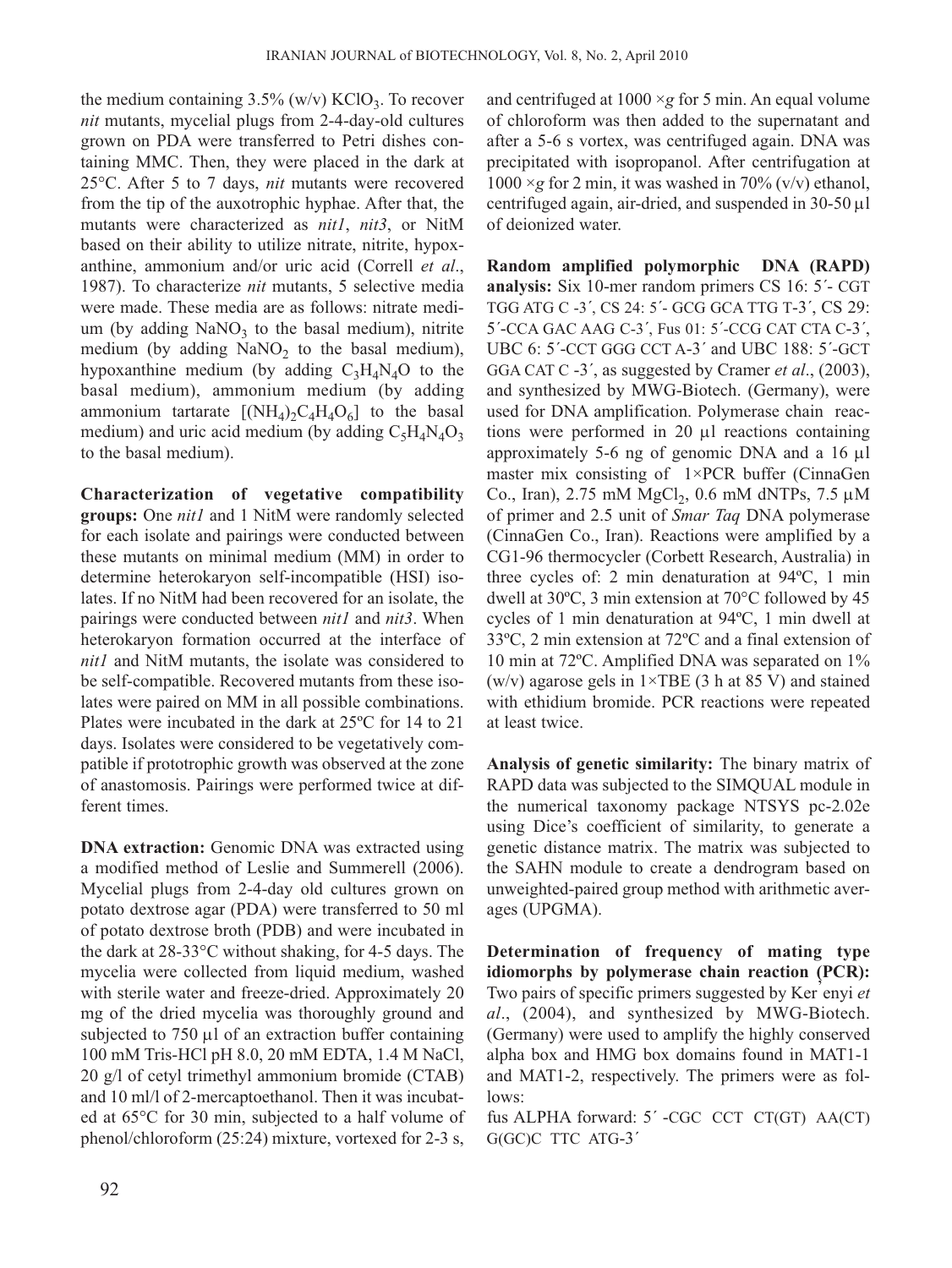the medium containing 3.5% (w/v) $KClO_3$. To recover *nit* mutants, mycelial plugs from 2-4-day-old cultures grown on PDA were transferred to Petri dishes containing MMC. Then, they were placed in the dark at 25°C. After 5 to 7 days, *nit* mutants were recovered from the tip of the auxotrophic hyphae. After that, the mutants were characterized as *nit1*, *nit3*, or NitM based on their ability to utilize nitrate, nitrite, hypoxanthine, ammonium and/or uric acid (Correll *et al*., 1987). To characterize *nit* mutants, 5 selective media were made. These media are as follows: nitrate medium (by adding $NaNO_3$ to the basal medium), nitrite medium (by adding $NaNO_2$ to the basal medium), hypoxanthine medium (by adding $C_3H_4N_4O$ to the basal medium), ammonium medium (by adding ammonium tartarate $[(NH_4)_2C_4H_4O_6]$ to the basal medium) and uric acid medium (by adding $C_5H_4N_4O_3$ to the basal medium).

**Characterization of vegetative compatibility groups:** One *nit1* and 1 NitM were randomly selected for each isolate and pairings were conducted between these mutants on minimal medium (MM) in order to determine heterokaryon self-incompatible (HSI) isolates. If no NitM had been recovered for an isolate, the pairings were conducted between *nit1* and *nit3*. When heterokaryon formation occurred at the interface of *nit1* and NitM mutants, the isolate was considered to be self-compatible. Recovered mutants from these isolates were paired on MM in all possible combinations. Plates were incubated in the dark at 25ºC for 14 to 21 days. Isolates were considered to be vegetatively compatible if prototrophic growth was observed at the zone of anastomosis. Pairings were performed twice at different times.

**DNA extraction:** Genomic DNA was extracted using a modified method of Leslie and Summerell (2006). Mycelial plugs from 2-4-day old cultures grown on potato dextrose agar (PDA) were transferred to 50 ml of potato dextrose broth (PDB) and were incubated in the dark at 28-33°C without shaking, for 4-5 days. The mycelia were collected from liquid medium, washed with sterile water and freeze-dried. Approximately 20 mg of the dried mycelia was thoroughly ground and subjected to 750 µl of an extraction buffer containing 100 mM Tris-HCl pH 8.0, 20 mM EDTA, 1.4 M NaCl, 20 g/l of cetyl trimethyl ammonium bromide (CTAB) and 10 ml/l of 2-mercaptoethanol. Then it was incubated at 65°C for 30 min, subjected to a half volume of phenol/chloroform (25:24) mixture, vortexed for 2-3 s, and centrifuged at 1000 ×*g* for 5 min. An equal volume of chloroform was then added to the supernatant and after a 5-6 s vortex, was centrifuged again. DNA was precipitated with isopropanol. After centrifugation at 1000 ×*g* for 2 min, it was washed in 70% (v/v) ethanol, centrifuged again, air-dried, and suspended in 30-50 µl of deionized water.

**Random amplified polymorphic DNA (RAPD) analysis:** Six 10-mer random primers CS 16: 5´- CGT TGG ATG C -3´, CS 24: 5´- GCG GCA TTG T-3´, CS 29: 5´-CCA GAC AAG C-3´, Fus 01: 5´-CCG CAT CTA C-3´, UBC 6: 5´-CCT GGG CCT A-3´ and UBC 188: 5´-GCT GGA CAT C -3´, as suggested by Cramer *et al*., (2003), and synthesized by MWG-Biotech. (Germany), were used for DNA amplification. Polymerase chain reactions were performed in 20 µl reactions containing approximately 5-6 ng of genomic DNA and a 16 µl master mix consisting of 1×PCR buffer (CinnaGen Co., Iran), 2.75 mM $MgCl_2$, 0.6 mM dNTPs, 7.5 µM of primer and 2.5 unit of *Smar Taq* DNA polymerase (CinnaGen Co., Iran). Reactions were amplified by a CG1-96 thermocycler (Corbett Research, Australia) in three cycles of: 2 min denaturation at 94ºC, 1 min dwell at 30ºC, 3 min extension at 70°C followed by 45 cycles of 1 min denaturation at 94ºC, 1 min dwell at 33ºC, 2 min extension at 72ºC and a final extension of 10 min at 72ºC. Amplified DNA was separated on 1% (w/v) agarose gels in 1×TBE (3 h at 85 V) and stained with ethidium bromide. PCR reactions were repeated at least twice.

**Analysis of genetic similarity:** The binary matrix of RAPD data was subjected to the SIMQUAL module in the numerical taxonomy package NTSYS pc-2.02e using Dice's coefficient of similarity, to generate a genetic distance matrix. The matrix was subjected to the SAHN module to create a dendrogram based on unweighted-paired group method with arithmetic averages (UPGMA).

**Determination of frequency of mating type idiomorphs by polymerase chain reaction (PCR):** Two pairs of specific primers suggested by Kerényi *et al*., (2004), and synthesized by MWG-Biotech. (Germany) were used to amplify the highly conserved alpha box and HMG box domains found in MAT1-1 and MAT1-2, respectively. The primers were as follows:

fus ALPHA forward: 5´ -CGC CCT CT(GT) AA(CT) G(GC)C TTC ATG-3´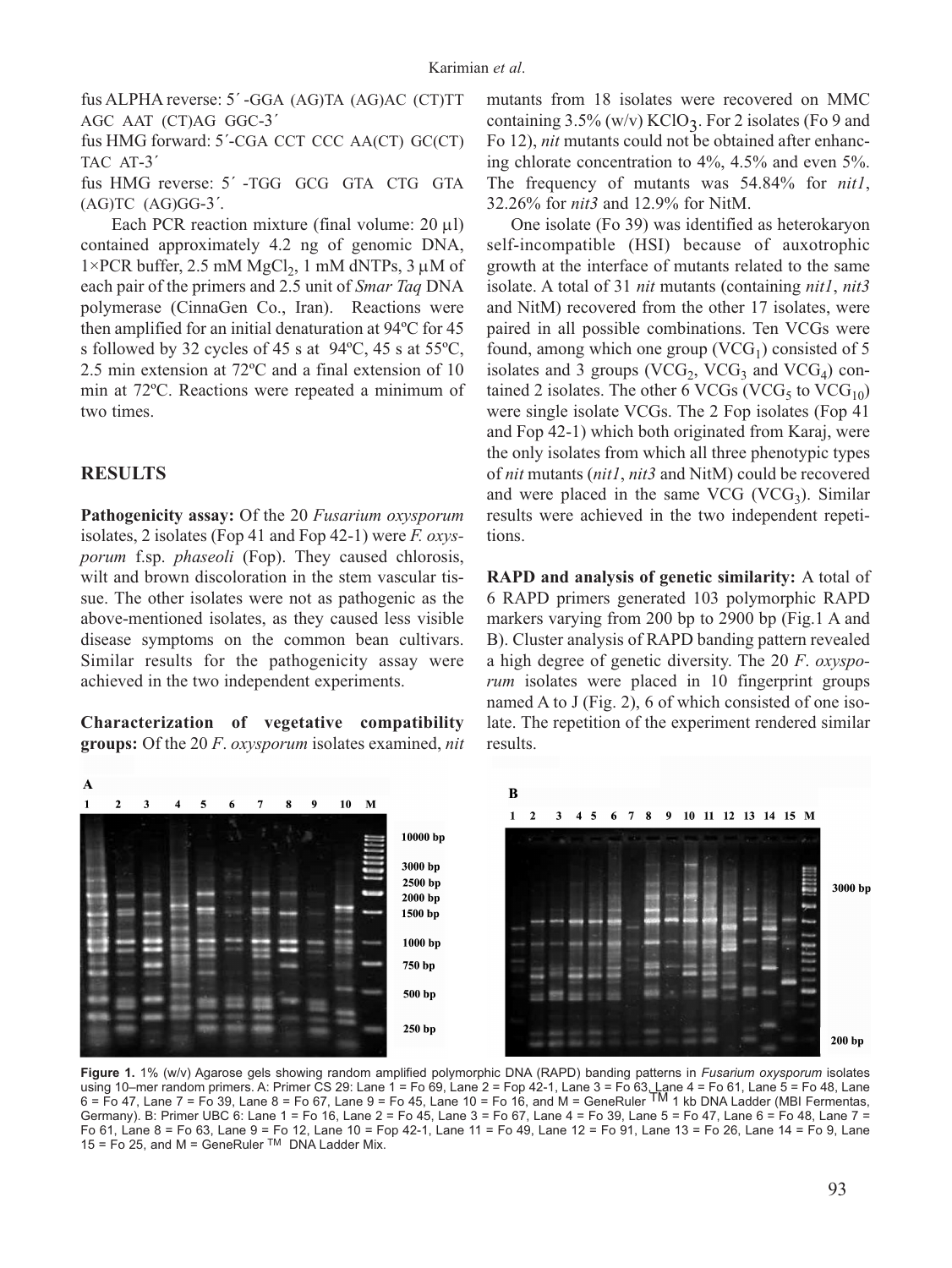fus ALPHA reverse: 5´-GGA (AG)TA (AG)AC (CT)TT AGC AAT (CT)AG GGC-3´

fus HMG forward: 5´-CGA CCT CCC AA(CT) GC(CT) TAC AT-3´

fus HMG reverse: 5´-TGG GCG GTA CTG GTA (AG)TC (AG)GG-3´.

Each PCR reaction mixture (final volume: 20 μl) contained approximately 4.2 ng of genomic DNA, 1×PCR buffer, 2.5 mM $MgCl_2$, 1 mM dNTPs, 3 μM of each pair of the primers and 2.5 unit of *Smar Taq* DNA polymerase (CinnaGen Co., Iran). Reactions were then amplified for an initial denaturation at 94ºC for 45 s followed by 32 cycles of 45 s at 94ºC, 45 s at 55ºC, 2.5 min extension at 72ºC and a final extension of 10 min at 72ºC. Reactions were repeated a minimum of two times.

## RESULTS

**Pathogenicity assay:** Of the 20 *Fusarium oxysporum* isolates, 2 isolates (Fop 41 and Fop 42-1) were *F. oxysporum* f.sp. *phaseoli* (Fop). They caused chlorosis, wilt and brown discoloration in the stem vascular tissue. The other isolates were not as pathogenic as the above-mentioned isolates, as they caused less visible disease symptoms on the common bean cultivars. Similar results for the pathogenicity assay were achieved in the two independent experiments.

**Characterization of vegetative compatibility groups:** Of the 20 *F. oxysporum* isolates examined, *nit* mutants from 18 isolates were recovered on MMC containing 3.5% (w/v) $KClO_3$. For 2 isolates (Fo 9 and Fo 12), *nit* mutants could not be obtained after enhancing chlorate concentration to 4%, 4.5% and even 5%. The frequency of mutants was 54.84% for *nit1*, 32.26% for *nit3* and 12.9% for NitM.

One isolate (Fo 39) was identified as heterokaryon self-incompatible (HSI) because of auxotrophic growth at the interface of mutants related to the same isolate. A total of 31 *nit* mutants (containing *nit1*, *nit3* and NitM) recovered from the other 17 isolates, were paired in all possible combinations. Ten VCGs were found, among which one group ($VCG_1$) consisted of 5 isolates and 3 groups ($VCG_2$, $VCG_3$ and $VCG_4$) contained 2 isolates. The other 6 VCGs ($VCG_5$ to $VCG_{10}$) were single isolate VCGs. The 2 Fop isolates (Fop 41 and Fop 42-1) which both originated from Karaj, were the only isolates from which all three phenotypic types of *nit* mutants (*nit1*, *nit3* and NitM) could be recovered and were placed in the same VCG ($VCG_3$). Similar results were achieved in the two independent repetitions.

**RAPD and analysis of genetic similarity:** A total of 6 RAPD primers generated 103 polymorphic RAPD markers varying from 200 bp to 2900 bp (Fig.1 A and B). Cluster analysis of RAPD banding pattern revealed a high degree of genetic diversity. The 20 *F. oxysporum* isolates were placed in 10 fingerprint groups named A to J (Fig. 2), 6 of which consisted of one isolate. The repetition of the experiment rendered similar results.

**Figure 1.** 1% (w/v) Agarose gels showing random amplified polymorphic DNA (RAPD) banding patterns in *Fusarium oxysporum* isolates using 10–mer random primers. A: Primer CS 29: Lane 1 = Fo 69, Lane 2 = Fop 42-1, Lane 3 = Fo 63, Lane 4 = Fo 61, Lane 5 = Fo 48, Lane 6 = Fo 47, Lane 7 = Fo 39, Lane 8 = Fo 67, Lane 9 = Fo 45, Lane 10 = Fo 16, and M = GeneRuler TM 1 kb DNA Ladder (MBI Fermentas, Germany). B: Primer UBC 6: Lane 1 = Fo 16, Lane 2 = Fo 45, Lane 3 = Fo 67, Lane 4 = Fo 39, Lane 5 = Fo 47, Lane 6 = Fo 48, Lane 7 = Fo 61, Lane 8 = Fo 63, Lane 9 = Fo 12, Lane 10 = Fop 42-1, Lane 11 = Fo 49, Lane 12 = Fo 91, Lane 13 = Fo 26, Lane 14 = Fo 9, Lane 15 = Fo 25, and M = GeneRuler TM DNA Ladder Mix.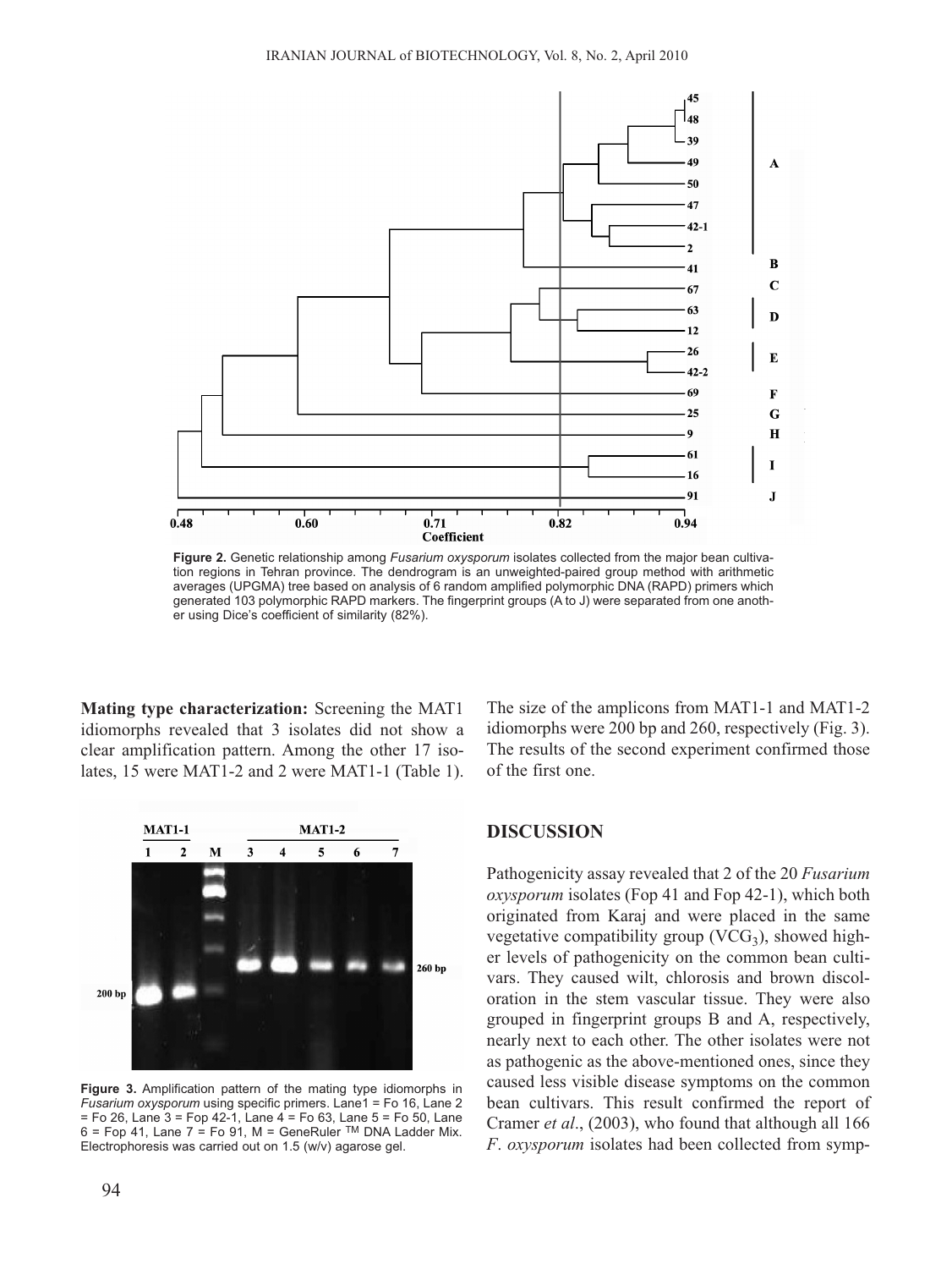**Figure 2.** Genetic relationship among *Fusarium oxysporum* isolates collected from the major bean cultivation regions in Tehran province. The dendrogram is an unweighted-paired group method with arithmetic averages (UPGMA) tree based on analysis of 6 random amplified polymorphic DNA (RAPD) primers which generated 103 polymorphic RAPD markers. The fingerprint groups (A to J) were separated from one another using Dice's coefficient of similarity (82%).

**Mating type characterization:** Screening the MAT1 idiomorphs revealed that 3 isolates did not show a clear amplification pattern. Among the other 17 isolates, 15 were MAT1-2 and 2 were MAT1-1 (Table 1). The size of the amplicons from MAT1-1 and MAT1-2 idiomorphs were 200 bp and 260, respectively (Fig. 3). The results of the second experiment confirmed those of the first one.

**Figure 3.** Amplification pattern of the mating type idiomorphs in *Fusarium oxysporum* using specific primers. Lane1 = Fo 16, Lane 2 = Fo 26, Lane 3 = Fop 42-1, Lane 4 = Fo 63, Lane 5 = Fo 50, Lane 6 = Fop 41, Lane 7 = Fo 91, M = GeneRuler ™ DNA Ladder Mix. Electrophoresis was carried out on 1.5 (w/v) agarose gel.

## DISCUSSION

Pathogenicity assay revealed that 2 of the 20 *Fusarium oxysporum* isolates (Fop 41 and Fop 42-1), which both originated from Karaj and were placed in the same vegetative compatibility group ($VCG_3$), showed higher levels of pathogenicity on the common bean cultivars. They caused wilt, chlorosis and brown discoloration in the stem vascular tissue. They were also grouped in fingerprint groups B and A, respectively, nearly next to each other. The other isolates were not as pathogenic as the above-mentioned ones, since they caused less visible disease symptoms on the common bean cultivars. This result confirmed the report of Cramer *et al*., (2003), who found that although all 166 *F. oxysporum* isolates had been collected from symp-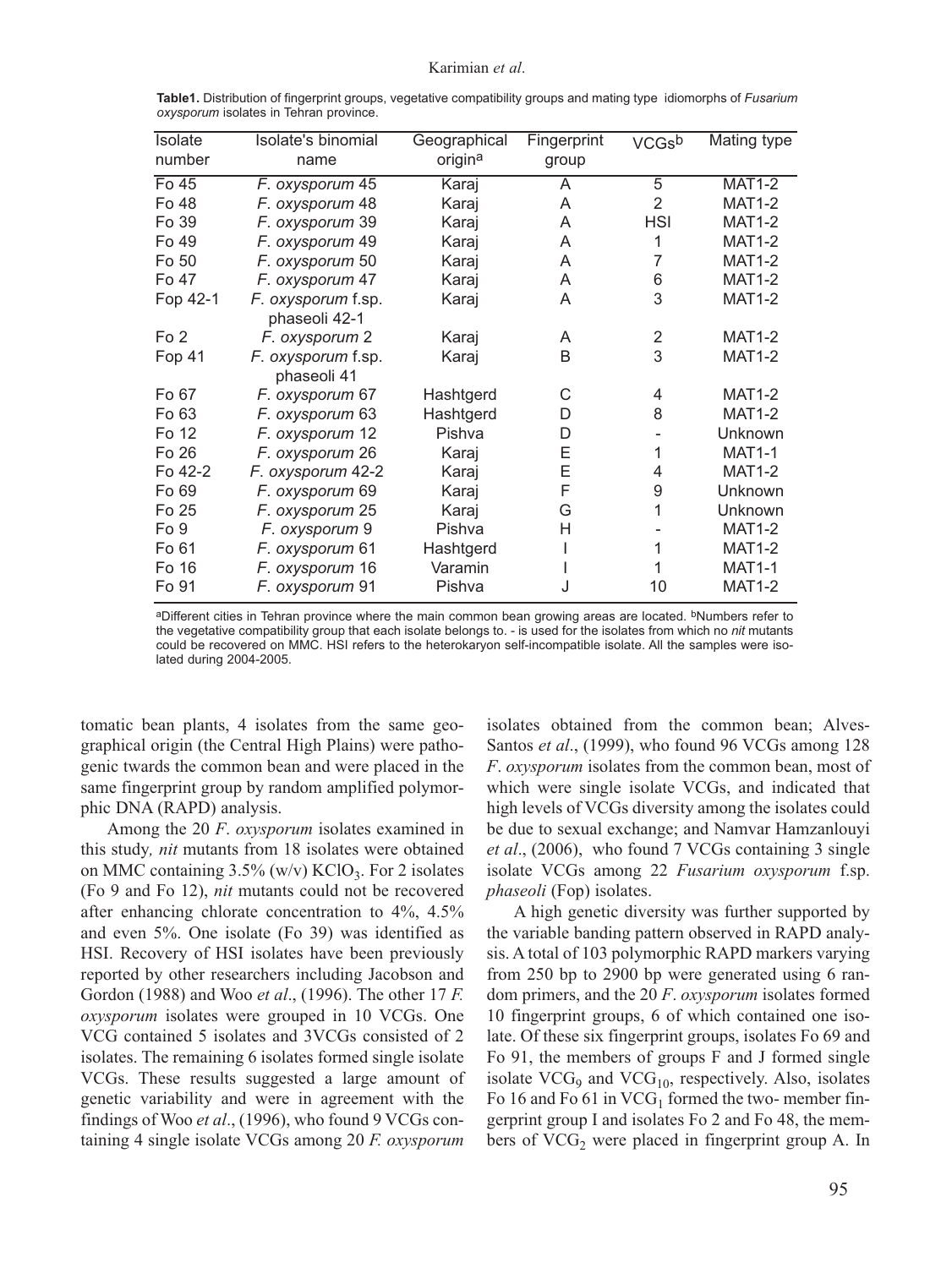**Table1.** Distribution of fingerprint groups, vegetative compatibility groups and mating type idiomorphs of *Fusarium oxysporum* isolates in Tehran province.

| Isolate number | Isolate's binomial name | Geographical origin[a] | Fingerprint group | VCGs[b] | Mating type |
|---|---|---|---|---|---|
| Fo 45 | *F. oxysporum* 45 | Karaj | A | 5 | MAT1-2 |
| Fo 48 | *F. oxysporum* 48 | Karaj | A | 2 | MAT1-2 |
| Fo 39 | *F. oxysporum* 39 | Karaj | A | HSI | MAT1-2 |
| Fo 49 | *F. oxysporum* 49 | Karaj | A | 1 | MAT1-2 |
| Fo 50 | *F. oxysporum* 50 | Karaj | A | 7 | MAT1-2 |
| Fo 47 | *F. oxysporum* 47 | Karaj | A | 6 | MAT1-2 |
| Fop 42-1 | *F. oxysporum* f.sp. phaseoli 42-1 | Karaj | A | 3 | MAT1-2 |
| Fo 2 | *F. oxysporum* 2 | Karaj | A | 2 | MAT1-2 |
| Fop 41 | *F. oxysporum* f.sp. phaseoli 41 | Karaj | B | 3 | MAT1-2 |
| Fo 67 | *F. oxysporum* 67 | Hashtgerd | C | 4 | MAT1-2 |
| Fo 63 | *F. oxysporum* 63 | Hashtgerd | D | 8 | MAT1-2 |
| Fo 12 | *F. oxysporum* 12 | Pishva | D | - | Unknown |
| Fo 26 | *F. oxysporum* 26 | Karaj | E | 1 | MAT1-1 |
| Fo 42-2 | *F. oxysporum* 42-2 | Karaj | E | 4 | MAT1-2 |
| Fo 69 | *F. oxysporum* 69 | Karaj | F | 9 | Unknown |
| Fo 25 | *F. oxysporum* 25 | Karaj | G | 1 | Unknown |
| Fo 9 | *F. oxysporum* 9 | Pishva | H | - | MAT1-2 |
| Fo 61 | *F. oxysporum* 61 | Hashtgerd | I | 1 | MAT1-2 |
| Fo 16 | *F. oxysporum* 16 | Varamin | I | 1 | MAT1-1 |
| Fo 91 | *F. oxysporum* 91 | Pishva | J | 10 | MAT1-2 |

[a]Different cities in Tehran province where the main common bean growing areas are located. [b]Numbers refer to the vegetative compatibility group that each isolate belongs to. - is used for the isolates from which no *nit* mutants could be recovered on MMC. HSI refers to the heterokaryon self-incompatible isolate. All the samples were isolated during 2004-2005.

tomatic bean plants, 4 isolates from the same geographical origin (the Central High Plains) were pathogenic twards the common bean and were placed in the same fingerprint group by random amplified polymorphic DNA (RAPD) analysis.

Among the 20 *F. oxysporum* isolates examined in this study*, nit* mutants from 18 isolates were obtained on MMC containing 3.5% (w/v) $KClO_3$. For 2 isolates (Fo 9 and Fo 12), *nit* mutants could not be recovered after enhancing chlorate concentration to 4%, 4.5% and even 5%. One isolate (Fo 39) was identified as HSI. Recovery of HSI isolates have been previously reported by other researchers including Jacobson and Gordon (1988) and Woo *et al*., (1996). The other 17 *F. oxysporum* isolates were grouped in 10 VCGs. One VCG contained 5 isolates and 3VCGs consisted of 2 isolates. The remaining 6 isolates formed single isolate VCGs. These results suggested a large amount of genetic variability and were in agreement with the findings of Woo *et al*., (1996), who found 9 VCGs containing 4 single isolate VCGs among 20 *F. oxysporum* isolates obtained from the common bean; Alves-Santos *et al*., (1999), who found 96 VCGs among 128 *F. oxysporum* isolates from the common bean, most of which were single isolate VCGs, and indicated that high levels of VCGs diversity among the isolates could be due to sexual exchange; and Namvar Hamzanlouyi *et al*., (2006), who found 7 VCGs containing 3 single isolate VCGs among 22 *Fusarium oxysporum* f.sp. *phaseoli* (Fop) isolates.

A high genetic diversity was further supported by the variable banding pattern observed in RAPD analysis. A total of 103 polymorphic RAPD markers varying from 250 bp to 2900 bp were generated using 6 random primers, and the 20 *F. oxysporum* isolates formed 10 fingerprint groups, 6 of which contained one isolate. Of these six fingerprint groups, isolates Fo 69 and Fo 91, the members of groups F and J formed single isolate $VCG_9$ and $VCG_{10}$, respectively. Also, isolates Fo 16 and Fo 61 in $VCG_1$ formed the two- member fingerprint group I and isolates Fo 2 and Fo 48, the members of $VCG_2$ were placed in fingerprint group A. In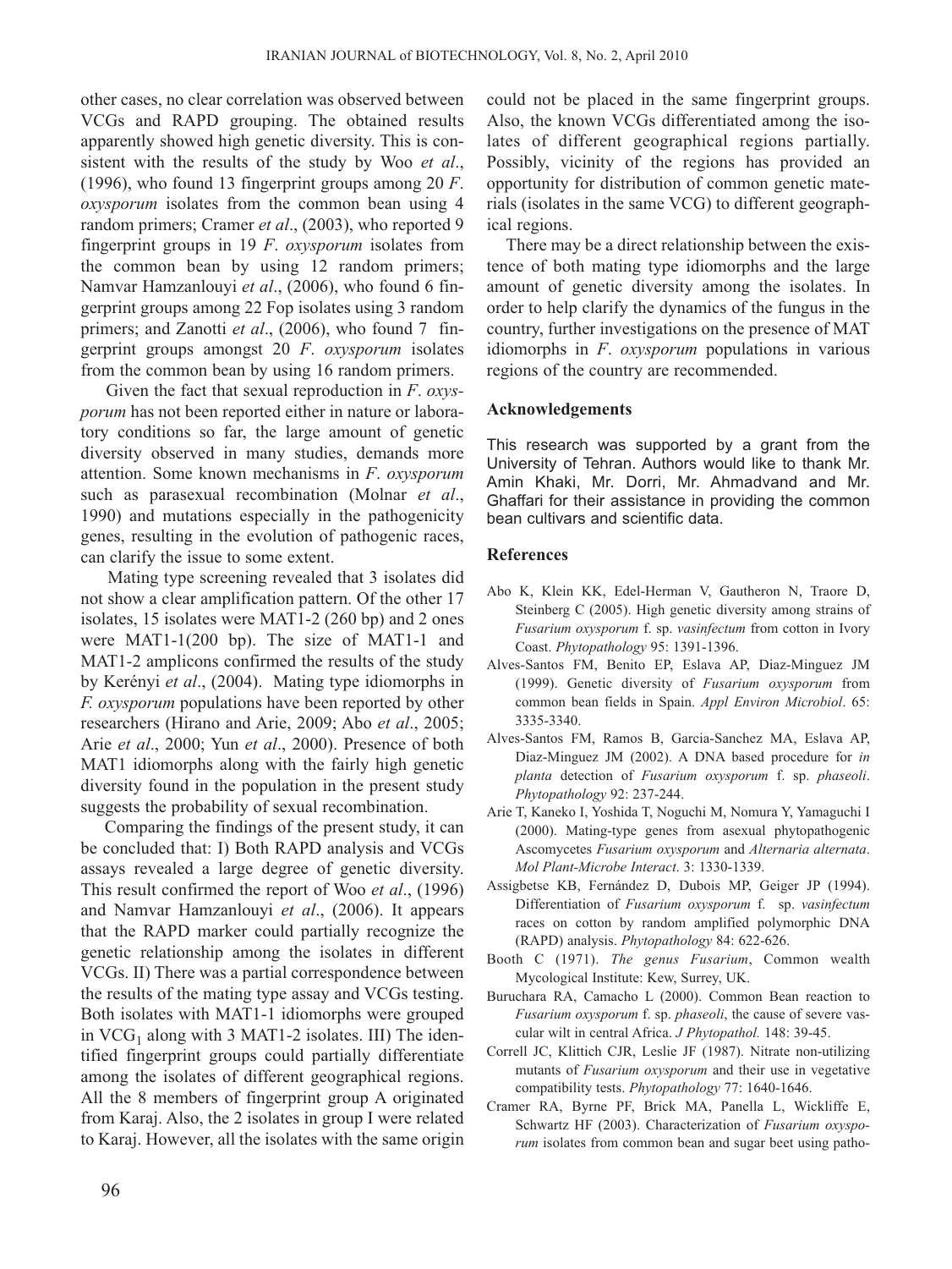other cases, no clear correlation was observed between VCGs and RAPD grouping. The obtained results apparently showed high genetic diversity. This is consistent with the results of the study by Woo *et al*., (1996), who found 13 fingerprint groups among 20 *F*. *oxysporum* isolates from the common bean using 4 random primers; Cramer *et al*., (2003), who reported 9 fingerprint groups in 19 *F*. *oxysporum* isolates from the common bean by using 12 random primers; Namvar Hamzanlouyi *et al*., (2006), who found 6 fingerprint groups among 22 Fop isolates using 3 random primers; and Zanotti *et al*., (2006), who found 7 fingerprint groups amongst 20 *F*. *oxysporum* isolates from the common bean by using 16 random primers.

Given the fact that sexual reproduction in *F*. *oxysporum* has not been reported either in nature or laboratory conditions so far, the large amount of genetic diversity observed in many studies, demands more attention. Some known mechanisms in *F*. *oxysporum* such as parasexual recombination (Molnar *et al*., 1990) and mutations especially in the pathogenicity genes, resulting in the evolution of pathogenic races, can clarify the issue to some extent.

Mating type screening revealed that 3 isolates did not show a clear amplification pattern. Of the other 17 isolates, 15 isolates were MAT1-2 (260 bp) and 2 ones were MAT1-1(200 bp). The size of MAT1-1 and MAT1-2 amplicons confirmed the results of the study by Kerényi *et al*., (2004). Mating type idiomorphs in *F. oxysporum* populations have been reported by other researchers (Hirano and Arie, 2009; Abo *et al*., 2005; Arie *et al*., 2000; Yun *et al*., 2000). Presence of both MAT1 idiomorphs along with the fairly high genetic diversity found in the population in the present study suggests the probability of sexual recombination.

Comparing the findings of the present study, it can be concluded that: I) Both RAPD analysis and VCGs assays revealed a large degree of genetic diversity. This result confirmed the report of Woo *et al*., (1996) and Namvar Hamzanlouyi *et al*., (2006). It appears that the RAPD marker could partially recognize the genetic relationship among the isolates in different VCGs. II) There was a partial correspondence between the results of the mating type assay and VCGs testing. Both isolates with MAT1-1 idiomorphs were grouped in $VCG_1$ along with 3 MAT1-2 isolates. III) The identified fingerprint groups could partially differentiate among the isolates of different geographical regions. All the 8 members of fingerprint group A originated from Karaj. Also, the 2 isolates in group I were related to Karaj. However, all the isolates with the same origin could not be placed in the same fingerprint groups. Also, the known VCGs differentiated among the isolates of different geographical regions partially. Possibly, vicinity of the regions has provided an opportunity for distribution of common genetic materials (isolates in the same VCG) to different geographical regions.

There may be a direct relationship between the existence of both mating type idiomorphs and the large amount of genetic diversity among the isolates. In order to help clarify the dynamics of the fungus in the country, further investigations on the presence of MAT idiomorphs in *F*. *oxysporum* populations in various regions of the country are recommended.

## Acknowledgements

This research was supported by a grant from the University of Tehran. Authors would like to thank Mr. Amin Khaki, Mr. Dorri, Mr. Ahmadvand and Mr. Ghaffari for their assistance in providing the common bean cultivars and scientific data.

## References

Abo K, Klein KK, Edel-Herman V, Gautheron N, Traore D, Steinberg C (2005). High genetic diversity among strains of *Fusarium oxysporum* f. sp. *vasinfectum* from cotton in Ivory Coast. *Phytopathology* 95: 1391-1396.

Alves-Santos FM, Benito EP, Eslava AP, Diaz-Minguez JM (1999). Genetic diversity of *Fusarium oxysporum* from common bean fields in Spain. *Appl Environ Microbiol*. 65: 3335-3340.

Alves-Santos FM, Ramos B, Garcia-Sanchez MA, Eslava AP, Diaz-Minguez JM (2002). A DNA based procedure for *in planta* detection of *Fusarium oxysporum* f. sp. *phaseoli*. *Phytopathology* 92: 237-244.

Arie T, Kaneko I, Yoshida T, Noguchi M, Nomura Y, Yamaguchi I (2000). Mating-type genes from asexual phytopathogenic Ascomycetes *Fusarium oxysporum* and *Alternaria alternata*. *Mol Plant-Microbe Interact*. 3: 1330-1339.

Assigbetse KB, Fernández D, Dubois MP, Geiger JP (1994). Differentiation of *Fusarium oxysporum* f. sp. *vasinfectum* races on cotton by random amplified polymorphic DNA (RAPD) analysis. *Phytopathology* 84: 622-626.

Booth C (1971). *The genus Fusarium*, Common wealth Mycological Institute: Kew, Surrey, UK.

Buruchara RA, Camacho L (2000). Common Bean reaction to *Fusarium oxysporum* f. sp. *phaseoli*, the cause of severe vascular wilt in central Africa. *J Phytopathol.* 148: 39-45.

Correll JC, Klittich CJR, Leslie JF (1987). Nitrate non-utilizing mutants of *Fusarium oxysporum* and their use in vegetative compatibility tests. *Phytopathology* 77: 1640-1646.

Cramer RA, Byrne PF, Brick MA, Panella L, Wickliffe E, Schwartz HF (2003). Characterization of *Fusarium oxysporum* isolates from common bean and sugar beet using patho-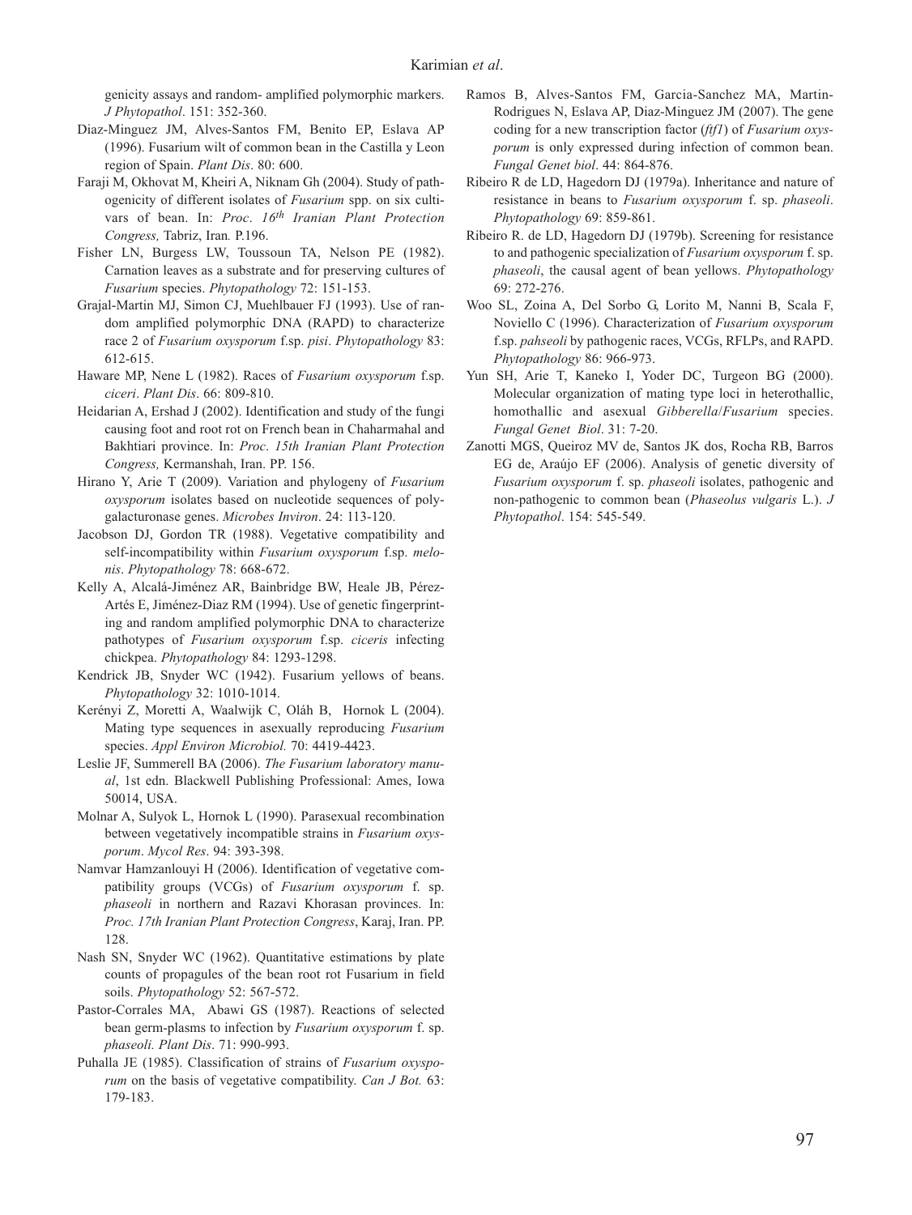genicity assays and random- amplified polymorphic markers. *J Phytopathol*. 151: 352-360.

Diaz-Minguez JM, Alves-Santos FM, Benito EP, Eslava AP (1996). Fusarium wilt of common bean in the Castilla y Leon region of Spain. *Plant Dis*. 80: 600.

Faraji M, Okhovat M, Kheiri A, Niknam Gh (2004). Study of pathogenicity of different isolates of *Fusarium* spp. on six cultivars of bean. In: *Proc*. *16th Iranian Plant Protection Congress,* Tabriz, Iran*.* P.196.

Fisher LN, Burgess LW, Toussoun TA, Nelson PE (1982). Carnation leaves as a substrate and for preserving cultures of *Fusarium* species. *Phytopathology* 72: 151-153.

Grajal-Martin MJ, Simon CJ, Muehlbauer FJ (1993). Use of random amplified polymorphic DNA (RAPD) to characterize race 2 of *Fusarium oxysporum* f.sp. *pisi*. *Phytopathology* 83: 612-615.

Haware MP, Nene L (1982). Races of *Fusarium oxysporum* f.sp. *ciceri*. *Plant Dis*. 66: 809-810.

Heidarian A, Ershad J (2002). Identification and study of the fungi causing foot and root rot on French bean in Chaharmahal and Bakhtiari province. In: *Proc*. *15th Iranian Plant Protection Congress,* Kermanshah, Iran. PP. 156.

Hirano Y, Arie T (2009). Variation and phylogeny of *Fusarium oxysporum* isolates based on nucleotide sequences of polygalacturonase genes. *Microbes Inviron*. 24: 113-120.

Jacobson DJ, Gordon TR (1988). Vegetative compatibility and self-incompatibility within *Fusarium oxysporum* f.sp. *melonis*. *Phytopathology* 78: 668-672.

Kelly A, Alcalá-Jiménez AR, Bainbridge BW, Heale JB, Pérez-Artés E, Jiménez-Diaz RM (1994). Use of genetic fingerprinting and random amplified polymorphic DNA to characterize pathotypes of *Fusarium oxysporum* f.sp. *ciceris* infecting chickpea. *Phytopathology* 84: 1293-1298.

Kendrick JB, Snyder WC (1942). Fusarium yellows of beans. *Phytopathology* 32: 1010-1014.

Kerényi Z, Moretti A, Waalwijk C, Oláh B, Hornok L (2004). Mating type sequences in asexually reproducing *Fusarium* species. *Appl Environ Microbiol.* 70: 4419-4423.

Leslie JF, Summerell BA (2006). *The Fusarium laboratory manual*, 1st edn. Blackwell Publishing Professional: Ames, Iowa 50014, USA.

Molnar A, Sulyok L, Hornok L (1990). Parasexual recombination between vegetatively incompatible strains in *Fusarium oxysporum*. *Mycol Res*. 94: 393-398.

Namvar Hamzanlouyi H (2006). Identification of vegetative compatibility groups (VCGs) of *Fusarium oxysporum* f. sp. *phaseoli* in northern and Razavi Khorasan provinces. In: *Proc. 17th Iranian Plant Protection Congress*, Karaj, Iran. PP. 128.

Nash SN, Snyder WC (1962). Quantitative estimations by plate counts of propagules of the bean root rot Fusarium in field soils. *Phytopathology* 52: 567-572.

Pastor-Corrales MA, Abawi GS (1987). Reactions of selected bean germ-plasms to infection by *Fusarium oxysporum* f. sp. *phaseoli. Plant Dis*. 71: 990-993.

Puhalla JE (1985). Classification of strains of *Fusarium oxysporum* on the basis of vegetative compatibility. *Can J Bot.* 63: 179-183.

Ramos B, Alves-Santos FM, Garcia-Sanchez MA, Martin-Rodrigues N, Eslava AP, Diaz-Minguez JM (2007). The gene coding for a new transcription factor (*ftf1*) of *Fusarium oxysporum* is only expressed during infection of common bean. *Fungal Genet biol*. 44: 864-876.

Ribeiro R de LD, Hagedorn DJ (1979a). Inheritance and nature of resistance in beans to *Fusarium oxysporum* f. sp. *phaseoli*. *Phytopathology* 69: 859-861.

Ribeiro R. de LD, Hagedorn DJ (1979b). Screening for resistance to and pathogenic specialization of *Fusarium oxysporum* f. sp. *phaseoli*, the causal agent of bean yellows. *Phytopathology* 69: 272-276.

Woo SL, Zoina A, Del Sorbo G, Lorito M, Nanni B, Scala F, Noviello C (1996). Characterization of *Fusarium oxysporum* f.sp. *pahseoli* by pathogenic races, VCGs, RFLPs, and RAPD. *Phytopathology* 86: 966-973.

Yun SH, Arie T, Kaneko I, Yoder DC, Turgeon BG (2000). Molecular organization of mating type loci in heterothallic, homothallic and asexual *Gibberella*/*Fusarium* species. *Fungal Genet Biol*. 31: 7-20.

Zanotti MGS, Queiroz MV de, Santos JK dos, Rocha RB, Barros EG de, Araújo EF (2006). Analysis of genetic diversity of *Fusarium oxysporum* f. sp. *phaseoli* isolates, pathogenic and non-pathogenic to common bean (*Phaseolus vulgaris* L.). *J Phytopathol*. 154: 545-549.